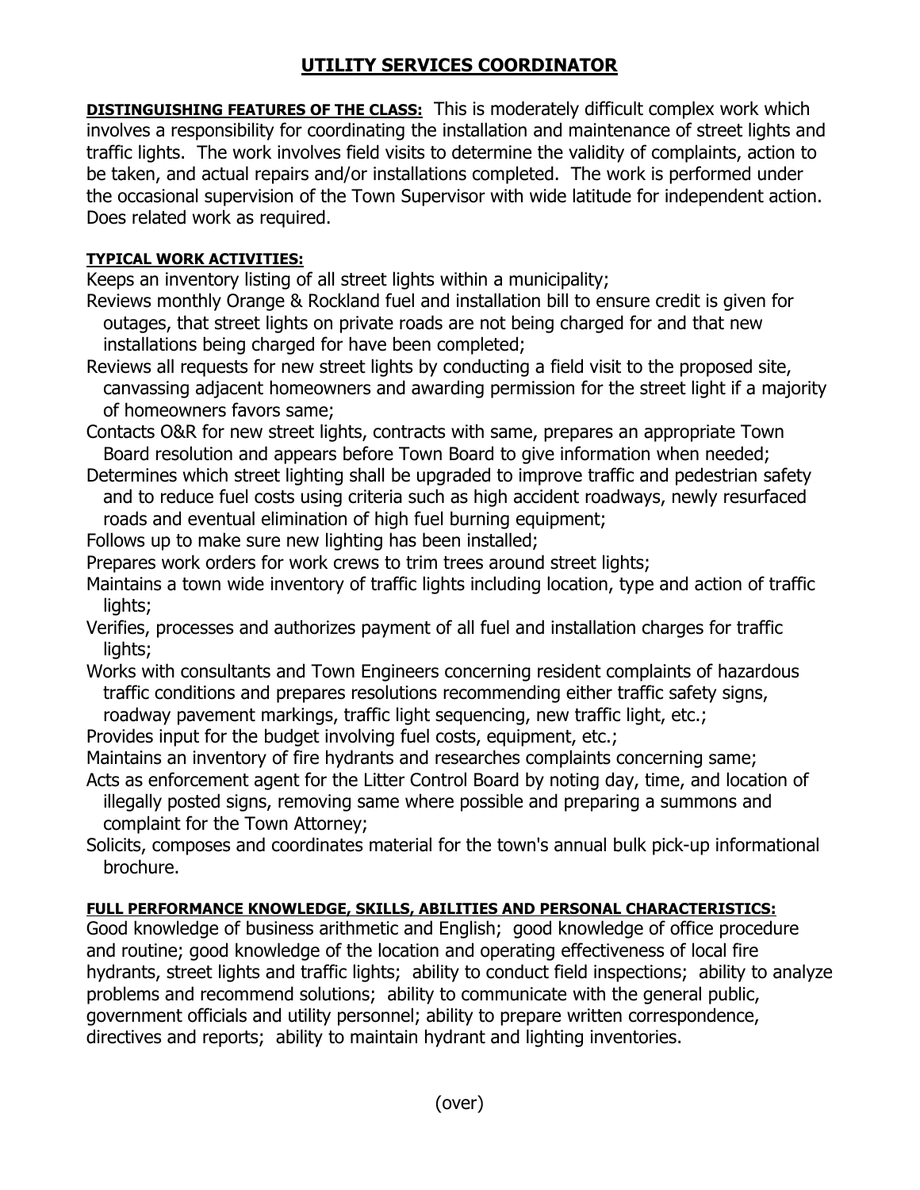# UTILITY SERVICES COORDINATOR

**DISTINGUISHING FEATURES OF THE CLASS:** This is moderately difficult complex work which involves a responsibility for coordinating the installation and maintenance of street lights and traffic lights. The work involves field visits to determine the validity of complaints, action to be taken, and actual repairs and/or installations completed. The work is performed under the occasional supervision of the Town Supervisor with wide latitude for independent action. Does related work as required.

**TYPICAL WORK ACTIVITIES:**

Keeps an inventory listing of all street lights within a municipality;

Reviews monthly Orange & Rockland fuel and installation bill to ensure credit is given for outages, that street lights on private roads are not being charged for and that new installations being charged for have been completed;

Reviews all requests for new street lights by conducting a field visit to the proposed site, canvassing adjacent homeowners and awarding permission for the street light if a majority of homeowners favors same;

Contacts O&R for new street lights, contracts with same, prepares an appropriate Town Board resolution and appears before Town Board to give information when needed;

Determines which street lighting shall be upgraded to improve traffic and pedestrian safety and to reduce fuel costs using criteria such as high accident roadways, newly resurfaced roads and eventual elimination of high fuel burning equipment;

Follows up to make sure new lighting has been installed;

Prepares work orders for work crews to trim trees around street lights;

Maintains a town wide inventory of traffic lights including location, type and action of traffic lights;

Verifies, processes and authorizes payment of all fuel and installation charges for traffic lights;

Works with consultants and Town Engineers concerning resident complaints of hazardous traffic conditions and prepares resolutions recommending either traffic safety signs, roadway pavement markings, traffic light sequencing, new traffic light, etc.;

Provides input for the budget involving fuel costs, equipment, etc.;

Maintains an inventory of fire hydrants and researches complaints concerning same;

Acts as enforcement agent for the Litter Control Board by noting day, time, and location of illegally posted signs, removing same where possible and preparing a summons and complaint for the Town Attorney;

Solicits, composes and coordinates material for the town's annual bulk pick-up informational brochure.

**FULL PERFORMANCE KNOWLEDGE, SKILLS, ABILITIES AND PERSONAL CHARACTERISTICS:**

Good knowledge of business arithmetic and English; good knowledge of office procedure and routine; good knowledge of the location and operating effectiveness of local fire hydrants, street lights and traffic lights; ability to conduct field inspections; ability to analyze problems and recommend solutions; ability to communicate with the general public, government officials and utility personnel; ability to prepare written correspondence, directives and reports; ability to maintain hydrant and lighting inventories.

(over)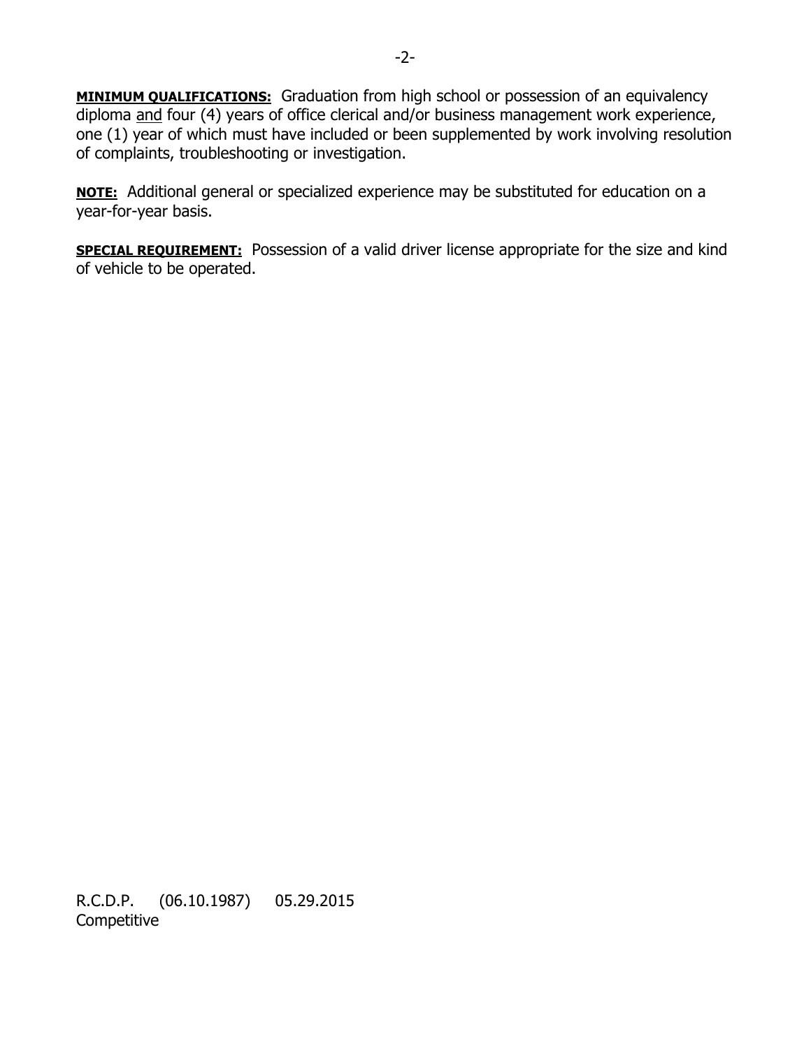**MINIMUM QUALIFICATIONS:** Graduation from high school or possession of an equivalency diploma and four (4) years of office clerical and/or business management work experience, one (1) year of which must have included or been supplemented by work involving resolution of complaints, troubleshooting or investigation.

**NOTE:** Additional general or specialized experience may be substituted for education on a year-for-year basis.

**SPECIAL REQUIREMENT:** Possession of a valid driver license appropriate for the size and kind of vehicle to be operated.

R.C.D.P. (06.10.1987) 05.29.2015
Competitive